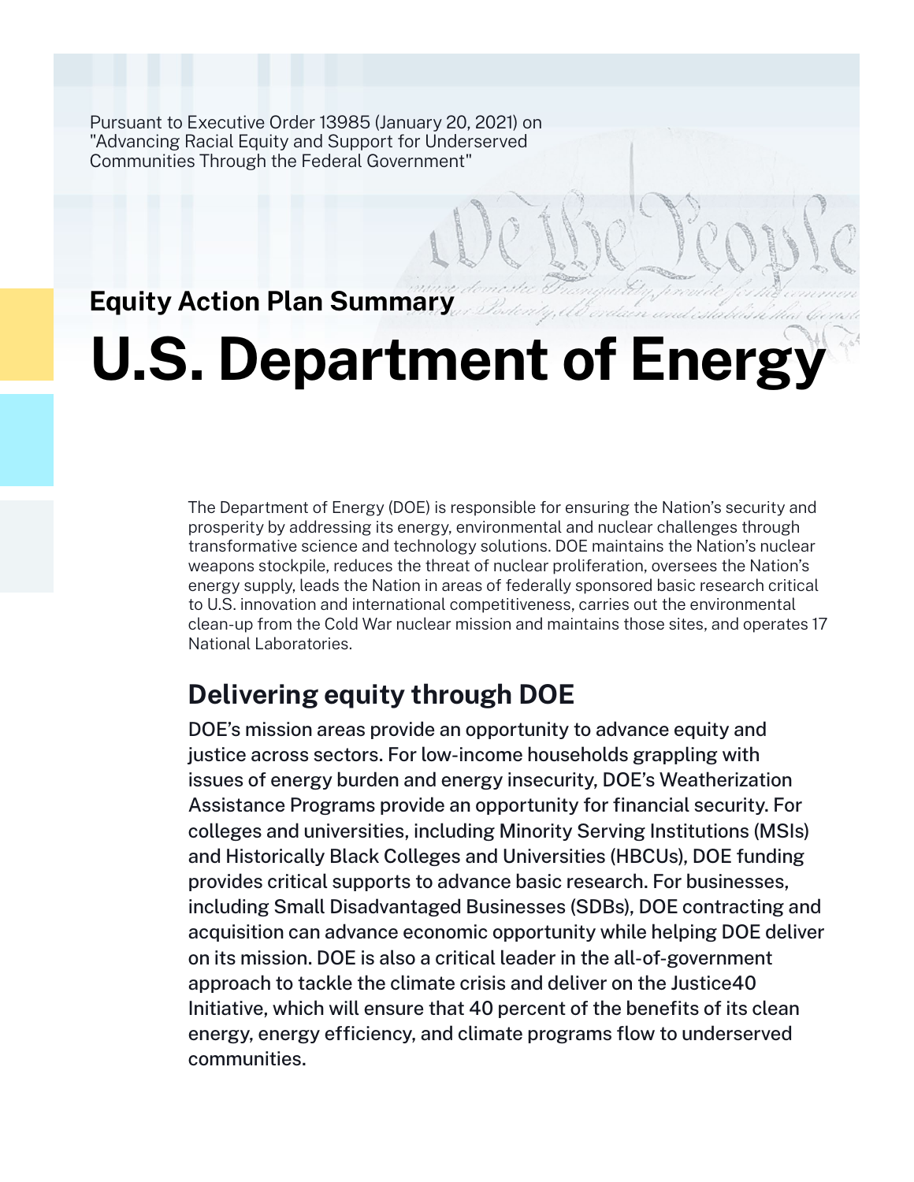Pursuant to Executive Order 13985 (January 20, 2021) on "Advancing Racial Equity and Support for Underserved Communities Through the Federal Government"

**Equity Action Plan Summary**

# U.S. Department of Energy

The Department of Energy (DOE) is responsible for ensuring the Nation's security and prosperity by addressing its energy, environmental and nuclear challenges through transformative science and technology solutions. DOE maintains the Nation's nuclear weapons stockpile, reduces the threat of nuclear proliferation, oversees the Nation's energy supply, leads the Nation in areas of federally sponsored basic research critical to U.S. innovation and international competitiveness, carries out the environmental clean-up from the Cold War nuclear mission and maintains those sites, and operates 17 National Laboratories.

## Delivering equity through DOE

DOE's mission areas provide an opportunity to advance equity and justice across sectors. For low-income households grappling with issues of energy burden and energy insecurity, DOE's Weatherization Assistance Programs provide an opportunity for financial security. For colleges and universities, including Minority Serving Institutions (MSIs) and Historically Black Colleges and Universities (HBCUs), DOE funding provides critical supports to advance basic research. For businesses, including Small Disadvantaged Businesses (SDBs), DOE contracting and acquisition can advance economic opportunity while helping DOE deliver on its mission. DOE is also a critical leader in the all-of-government approach to tackle the climate crisis and deliver on the Justice40 Initiative, which will ensure that 40 percent of the benefits of its clean energy, energy efficiency, and climate programs flow to underserved communities.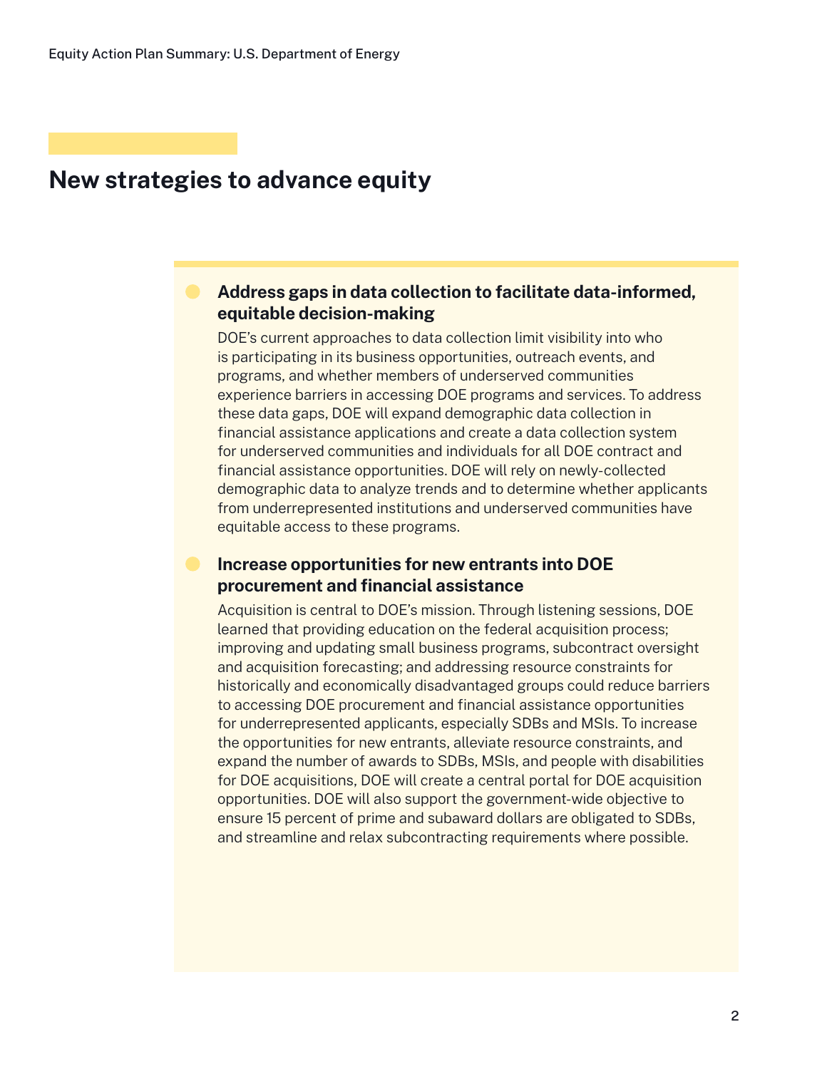## New strategies to advance equity

### Address gaps in data collection to facilitate data-informed, equitable decision-making

DOE's current approaches to data collection limit visibility into who is participating in its business opportunities, outreach events, and programs, and whether members of underserved communities experience barriers in accessing DOE programs and services. To address these data gaps, DOE will expand demographic data collection in financial assistance applications and create a data collection system for underserved communities and individuals for all DOE contract and financial assistance opportunities. DOE will rely on newly-collected demographic data to analyze trends and to determine whether applicants from underrepresented institutions and underserved communities have equitable access to these programs.

### Increase opportunities for new entrants into DOE procurement and financial assistance

Acquisition is central to DOE's mission. Through listening sessions, DOE learned that providing education on the federal acquisition process; improving and updating small business programs, subcontract oversight and acquisition forecasting; and addressing resource constraints for historically and economically disadvantaged groups could reduce barriers to accessing DOE procurement and financial assistance opportunities for underrepresented applicants, especially SDBs and MSIs. To increase the opportunities for new entrants, alleviate resource constraints, and expand the number of awards to SDBs, MSIs, and people with disabilities for DOE acquisitions, DOE will create a central portal for DOE acquisition opportunities. DOE will also support the government-wide objective to ensure 15 percent of prime and subaward dollars are obligated to SDBs, and streamline and relax subcontracting requirements where possible.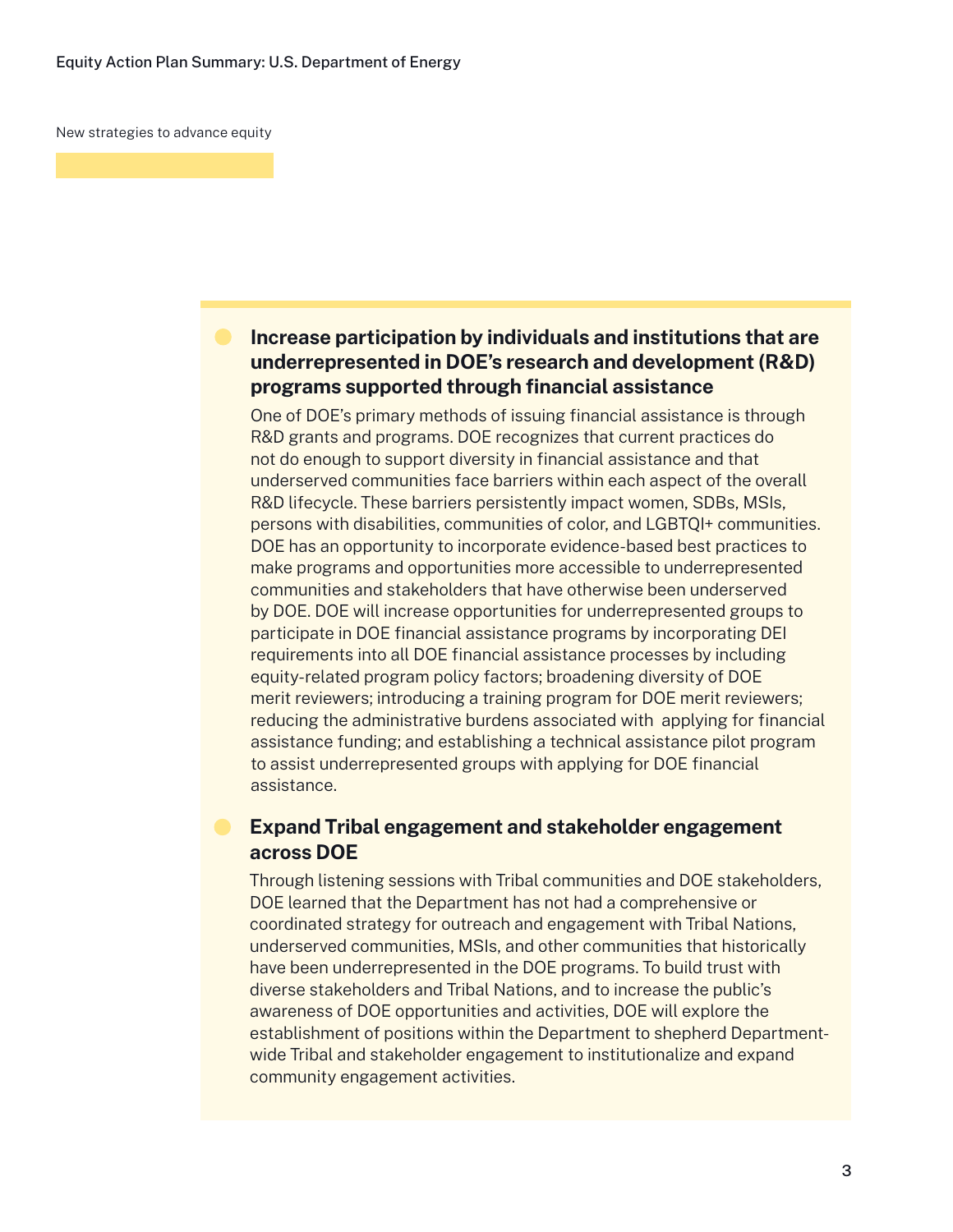New strategies to advance equity

### Increase participation by individuals and institutions that are underrepresented in DOE's research and development (R&D) programs supported through financial assistance

One of DOE's primary methods of issuing financial assistance is through R&D grants and programs. DOE recognizes that current practices do not do enough to support diversity in financial assistance and that underserved communities face barriers within each aspect of the overall R&D lifecycle. These barriers persistently impact women, SDBs, MSIs, persons with disabilities, communities of color, and LGBTQI+ communities. DOE has an opportunity to incorporate evidence-based best practices to make programs and opportunities more accessible to underrepresented communities and stakeholders that have otherwise been underserved by DOE. DOE will increase opportunities for underrepresented groups to participate in DOE financial assistance programs by incorporating DEI requirements into all DOE financial assistance processes by including equity-related program policy factors; broadening diversity of DOE merit reviewers; introducing a training program for DOE merit reviewers; reducing the administrative burdens associated with applying for financial assistance funding; and establishing a technical assistance pilot program to assist underrepresented groups with applying for DOE financial assistance.

### Expand Tribal engagement and stakeholder engagement across DOE

Through listening sessions with Tribal communities and DOE stakeholders, DOE learned that the Department has not had a comprehensive or coordinated strategy for outreach and engagement with Tribal Nations, underserved communities, MSIs, and other communities that historically have been underrepresented in the DOE programs. To build trust with diverse stakeholders and Tribal Nations, and to increase the public's awareness of DOE opportunities and activities, DOE will explore the establishment of positions within the Department to shepherd Department-wide Tribal and stakeholder engagement to institutionalize and expand community engagement activities.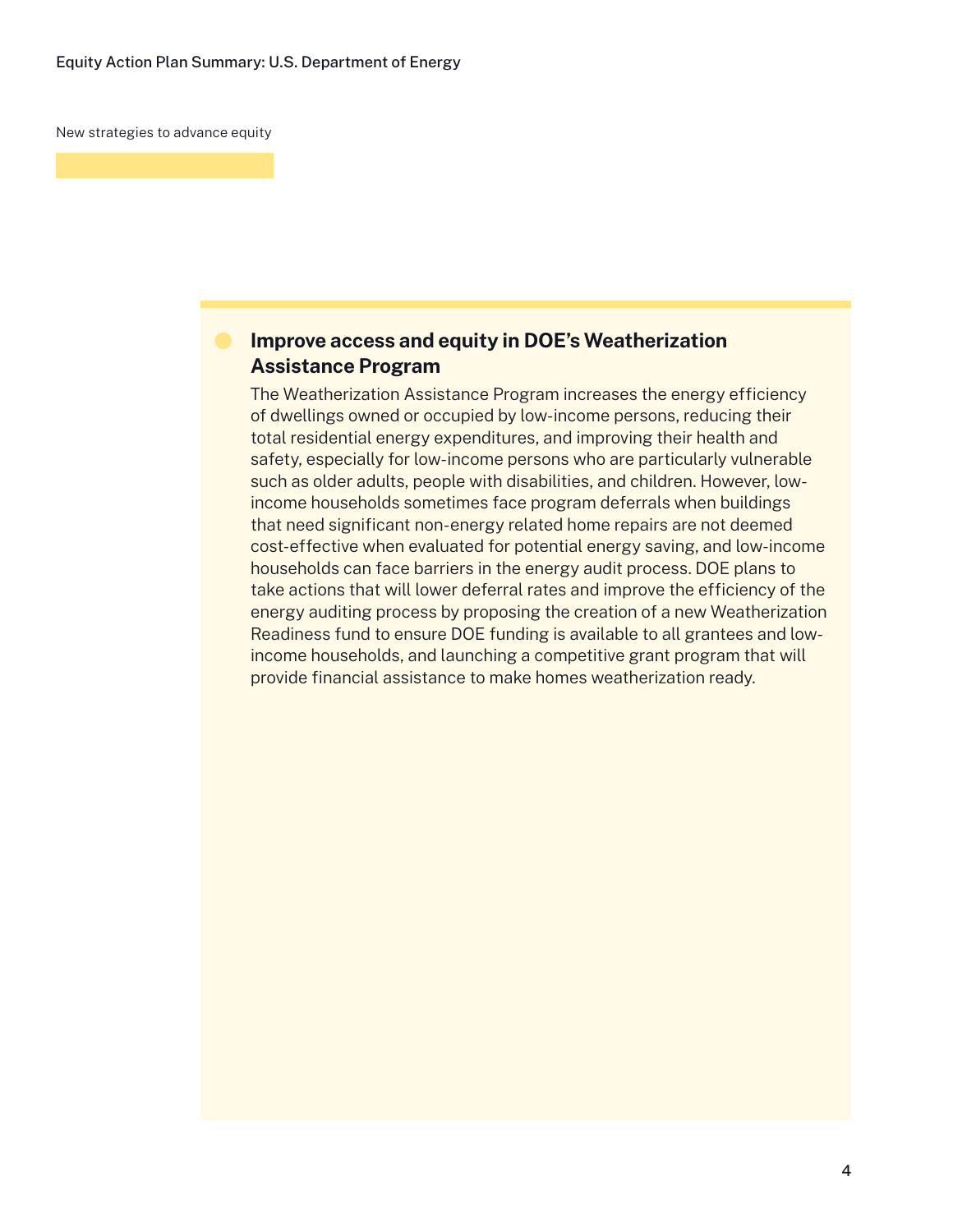New strategies to advance equity

### Improve access and equity in DOE's Weatherization Assistance Program

The Weatherization Assistance Program increases the energy efficiency of dwellings owned or occupied by low-income persons, reducing their total residential energy expenditures, and improving their health and safety, especially for low-income persons who are particularly vulnerable such as older adults, people with disabilities, and children. However, low-income households sometimes face program deferrals when buildings that need significant non-energy related home repairs are not deemed cost-effective when evaluated for potential energy saving, and low-income households can face barriers in the energy audit process. DOE plans to take actions that will lower deferral rates and improve the efficiency of the energy auditing process by proposing the creation of a new Weatherization Readiness fund to ensure DOE funding is available to all grantees and low-income households, and launching a competitive grant program that will provide financial assistance to make homes weatherization ready.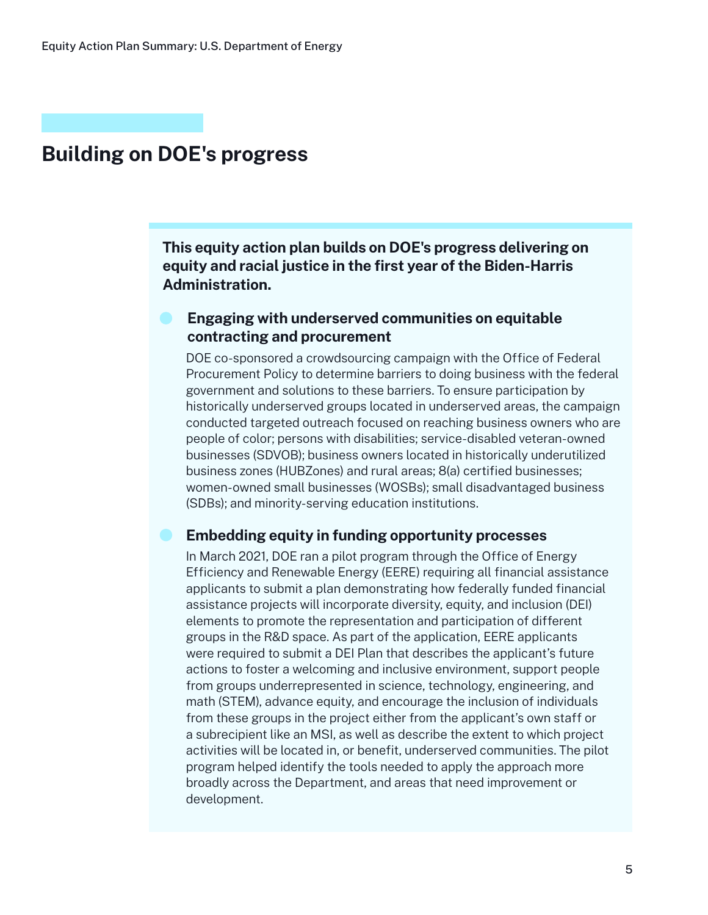## Building on DOE's progress

**This equity action plan builds on DOE's progress delivering on equity and racial justice in the first year of the Biden-Harris Administration.**

- **Engaging with underserved communities on equitable contracting and procurement**

  DOE co-sponsored a crowdsourcing campaign with the Office of Federal Procurement Policy to determine barriers to doing business with the federal government and solutions to these barriers. To ensure participation by historically underserved groups located in underserved areas, the campaign conducted targeted outreach focused on reaching business owners who are people of color; persons with disabilities; service-disabled veteran-owned businesses (SDVOB); business owners located in historically underutilized business zones (HUBZones) and rural areas; 8(a) certified businesses; women-owned small businesses (WOSBs); small disadvantaged business (SDBs); and minority-serving education institutions.

- **Embedding equity in funding opportunity processes**

  In March 2021, DOE ran a pilot program through the Office of Energy Efficiency and Renewable Energy (EERE) requiring all financial assistance applicants to submit a plan demonstrating how federally funded financial assistance projects will incorporate diversity, equity, and inclusion (DEI) elements to promote the representation and participation of different groups in the R&D space. As part of the application, EERE applicants were required to submit a DEI Plan that describes the applicant's future actions to foster a welcoming and inclusive environment, support people from groups underrepresented in science, technology, engineering, and math (STEM), advance equity, and encourage the inclusion of individuals from these groups in the project either from the applicant's own staff or a subrecipient like an MSI, as well as describe the extent to which project activities will be located in, or benefit, underserved communities. The pilot program helped identify the tools needed to apply the approach more broadly across the Department, and areas that need improvement or development.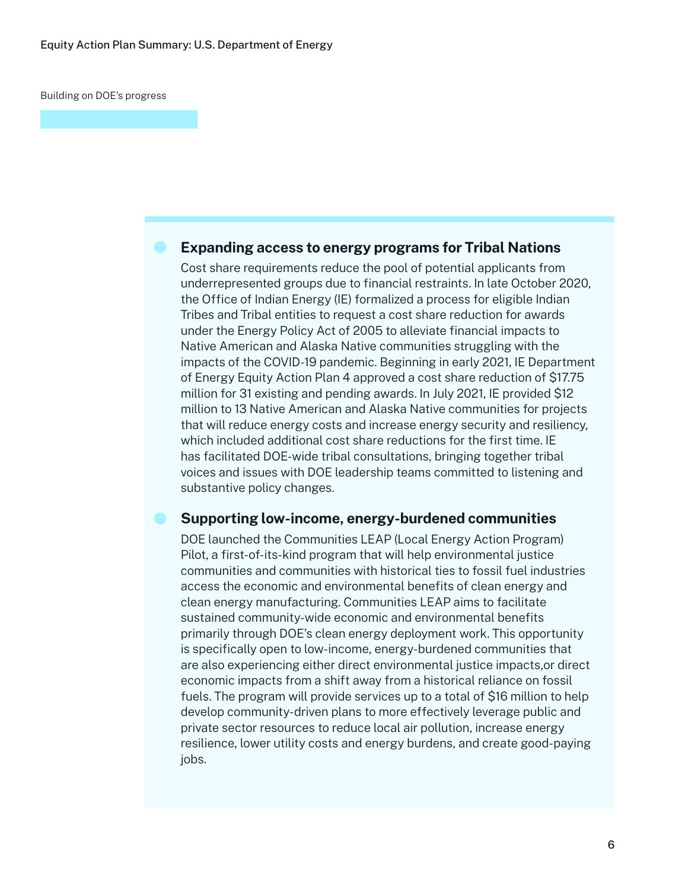Building on DOE's progress

## Expanding access to energy programs for Tribal Nations

Cost share requirements reduce the pool of potential applicants from underrepresented groups due to financial restraints. In late October 2020, the Office of Indian Energy (IE) formalized a process for eligible Indian Tribes and Tribal entities to request a cost share reduction for awards under the Energy Policy Act of 2005 to alleviate financial impacts to Native American and Alaska Native communities struggling with the impacts of the COVID-19 pandemic. Beginning in early 2021, IE Department of Energy Equity Action Plan 4 approved a cost share reduction of $17.75 million for 31 existing and pending awards. In July 2021, IE provided $12 million to 13 Native American and Alaska Native communities for projects that will reduce energy costs and increase energy security and resiliency, which included additional cost share reductions for the first time. IE has facilitated DOE-wide tribal consultations, bringing together tribal voices and issues with DOE leadership teams committed to listening and substantive policy changes.

## Supporting low-income, energy-burdened communities

DOE launched the Communities LEAP (Local Energy Action Program) Pilot, a first-of-its-kind program that will help environmental justice communities and communities with historical ties to fossil fuel industries access the economic and environmental benefits of clean energy and clean energy manufacturing. Communities LEAP aims to facilitate sustained community-wide economic and environmental benefits primarily through DOE's clean energy deployment work. This opportunity is specifically open to low-income, energy-burdened communities that are also experiencing either direct environmental justice impacts,or direct economic impacts from a shift away from a historical reliance on fossil fuels. The program will provide services up to a total of $16 million to help develop community-driven plans to more effectively leverage public and private sector resources to reduce local air pollution, increase energy resilience, lower utility costs and energy burdens, and create good-paying jobs.